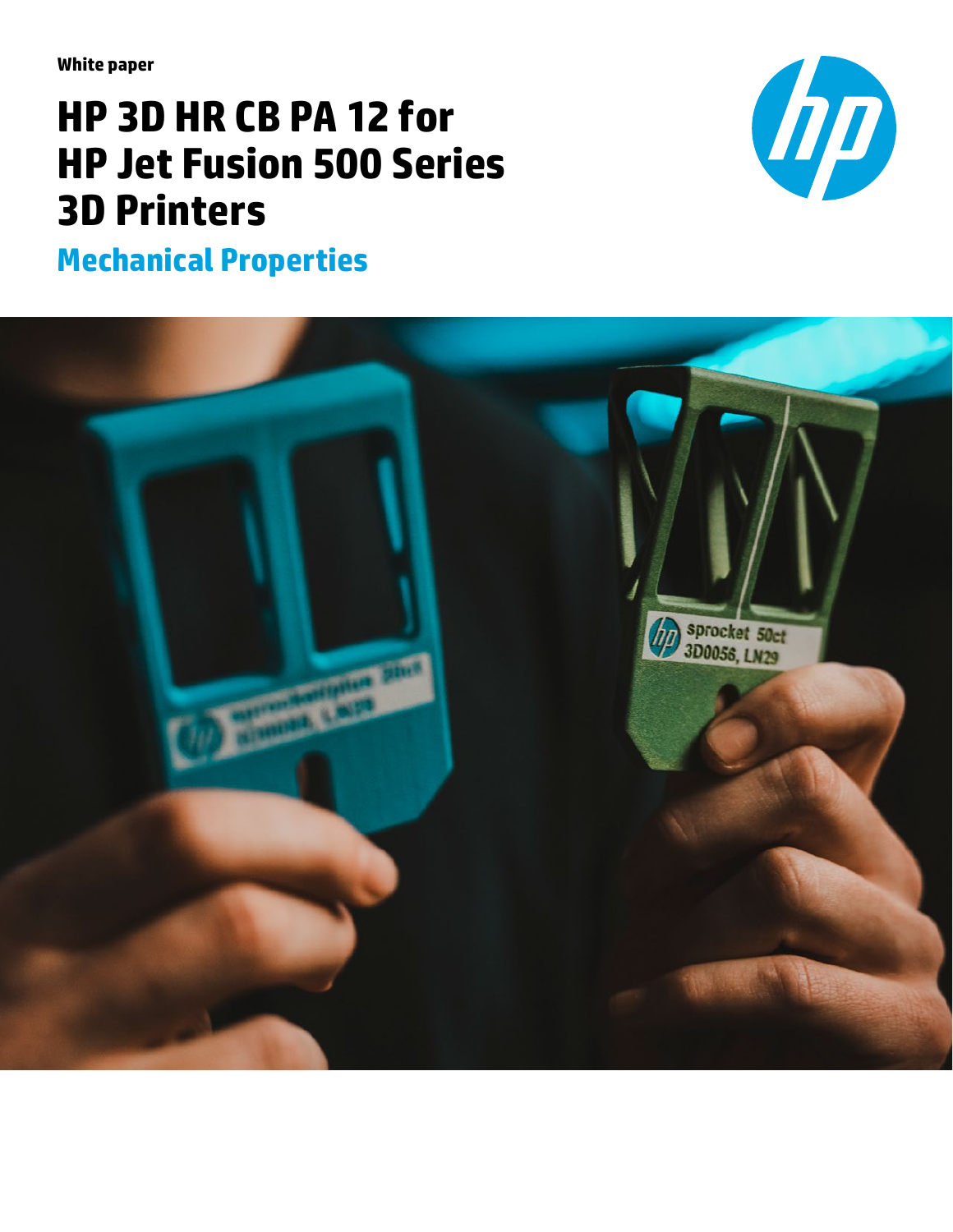White paper

# HP 3D HR CB PA 12 for HP Jet Fusion 500 Series 3D Printers

## Mechanical Properties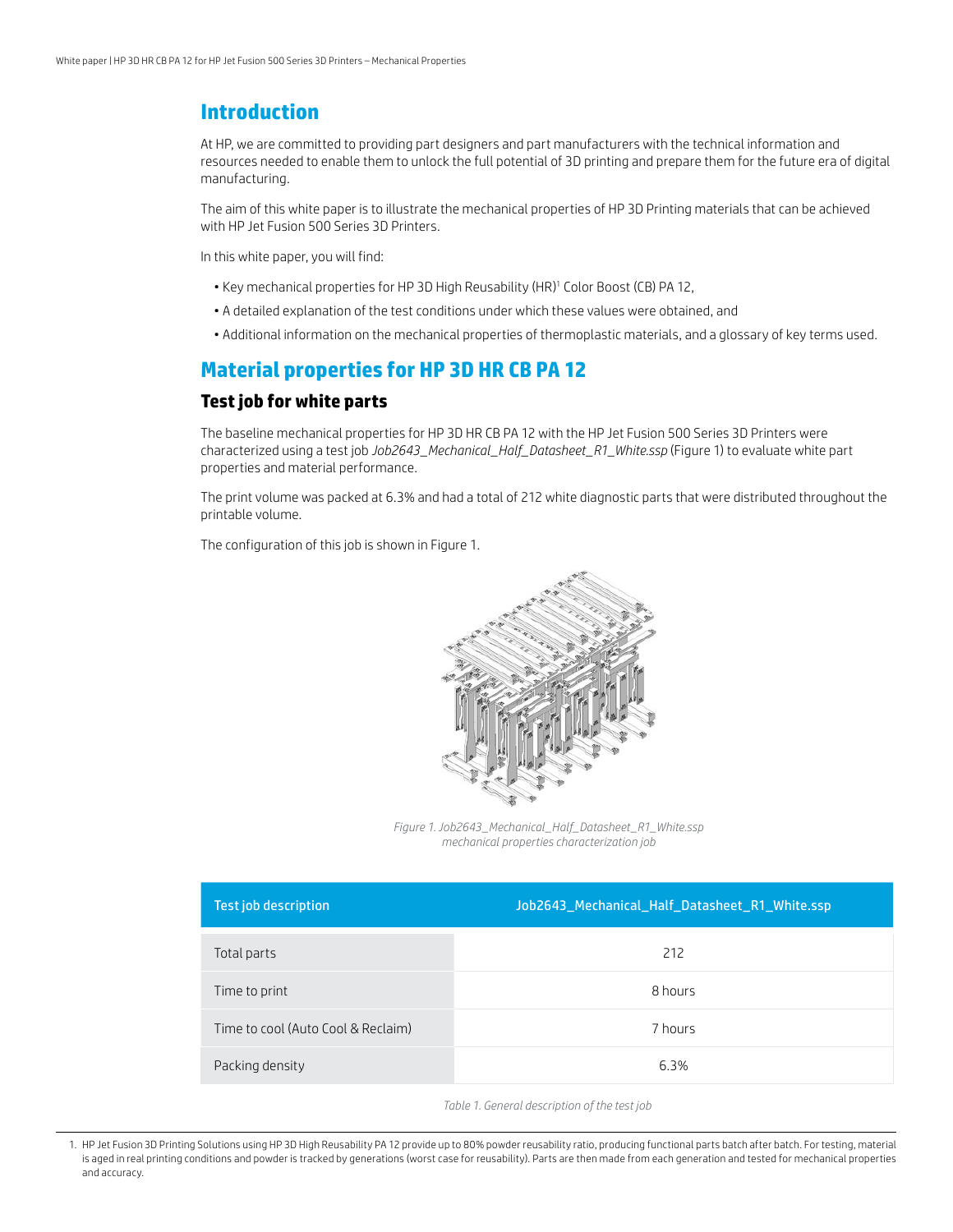## Introduction

At HP, we are committed to providing part designers and part manufacturers with the technical information and resources needed to enable them to unlock the full potential of 3D printing and prepare them for the future era of digital manufacturing.

The aim of this white paper is to illustrate the mechanical properties of HP 3D Printing materials that can be achieved with HP Jet Fusion 500 Series 3D Printers.

In this white paper, you will find:

- Key mechanical properties for HP 3D High Reusability (HR)[1] Color Boost (CB) PA 12,
- A detailed explanation of the test conditions under which these values were obtained, and
- Additional information on the mechanical properties of thermoplastic materials, and a glossary of key terms used.

## Material properties for HP 3D HR CB PA 12

### Test job for white parts

The baseline mechanical properties for HP 3D HR CB PA 12 with the HP Jet Fusion 500 Series 3D Printers were characterized using a test job *Job2643_Mechanical_Half_Datasheet_R1_White.ssp* (Figure 1) to evaluate white part properties and material performance.

The print volume was packed at 6.3% and had a total of 212 white diagnostic parts that were distributed throughout the printable volume.

The configuration of this job is shown in Figure 1.

*Figure 1. Job2643_Mechanical_Half_Datasheet_R1_White.ssp mechanical properties characterization job*

| Test job description | Job2643_Mechanical_Half_Datasheet_R1_White.ssp |
|---|---|
| Total parts | 212 |
| Time to print | 8 hours |
| Time to cool (Auto Cool & Reclaim) | 7 hours |
| Packing density | 6.3% |

*Table 1. General description of the test job*

1. HP Jet Fusion 3D Printing Solutions using HP 3D High Reusability PA 12 provide up to 80% powder reusability ratio, producing functional parts batch after batch. For testing, material is aged in real printing conditions and powder is tracked by generations (worst case for reusability). Parts are then made from each generation and tested for mechanical properties and accuracy.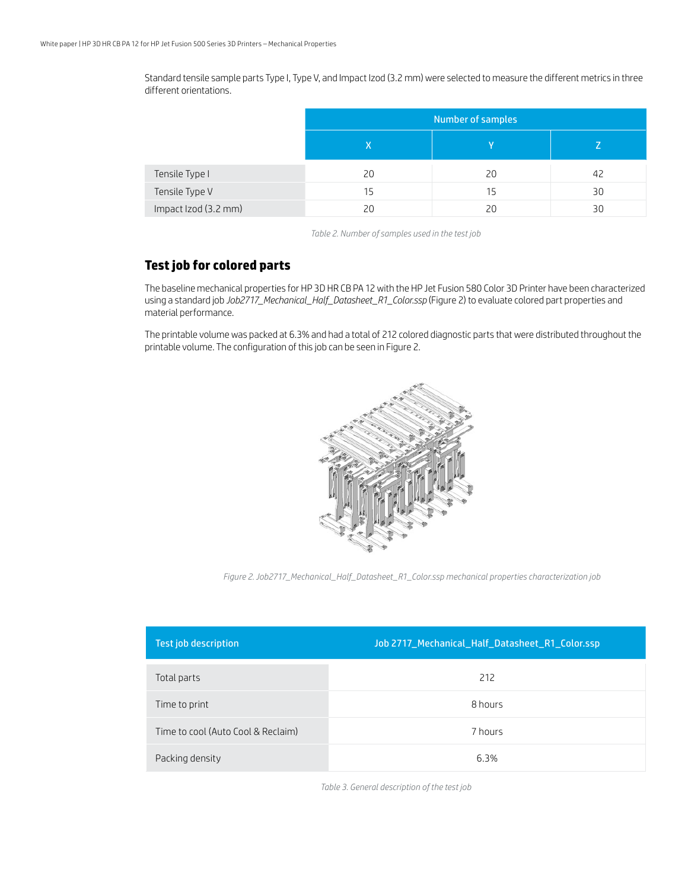Standard tensile sample parts Type I, Type V, and Impact Izod (3.2 mm) were selected to measure the different metrics in three different orientations.

| | Number of samples | | |
|---|---|---|---|
| | X | Y | Z |
| Tensile Type I | 20 | 20 | 42 |
| Tensile Type V | 15 | 15 | 30 |
| Impact Izod (3.2 mm) | 20 | 20 | 30 |

*Table 2. Number of samples used in the test job*

## Test job for colored parts

The baseline mechanical properties for HP 3D HR CB PA 12 with the HP Jet Fusion 580 Color 3D Printer have been characterized using a standard job *Job2717_Mechanical_Half_Datasheet_R1_Color.ssp* (Figure 2) to evaluate colored part properties and material performance.

The printable volume was packed at 6.3% and had a total of 212 colored diagnostic parts that were distributed throughout the printable volume. The configuration of this job can be seen in Figure 2.

*Figure 2. Job2717_Mechanical_Half_Datasheet_R1_Color.ssp mechanical properties characterization job*

| Test job description | Job 2717_Mechanical_Half_Datasheet_R1_Color.ssp |
|---|---|
| Total parts | 212 |
| Time to print | 8 hours |
| Time to cool (Auto Cool & Reclaim) | 7 hours |
| Packing density | 6.3% |

*Table 3. General description of the test job*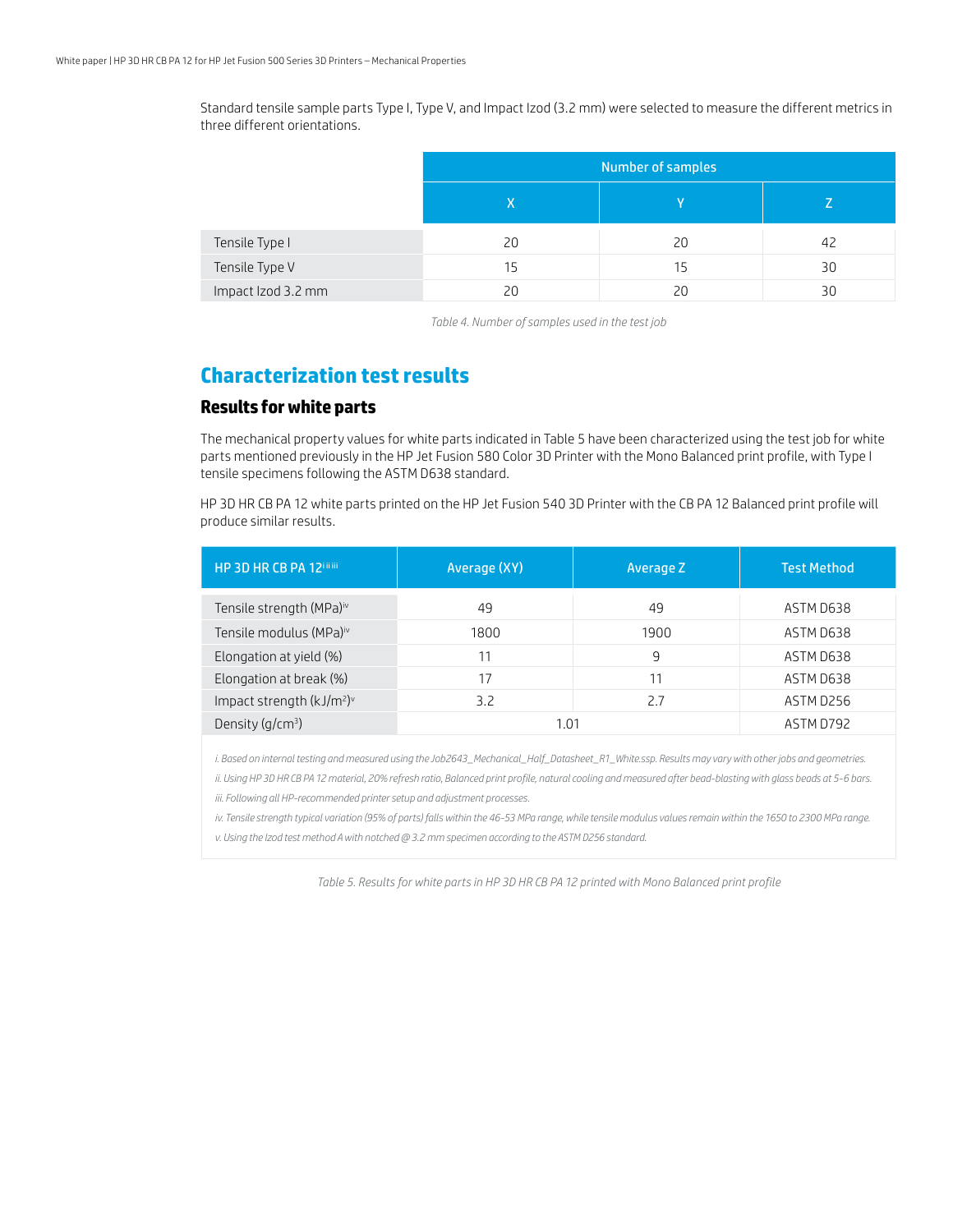Standard tensile sample parts Type I, Type V, and Impact Izod (3.2 mm) were selected to measure the different metrics in three different orientations.

| | Number of samples | | |
|---|---|---|---|
| | X | Y | Z |
| Tensile Type I | 20 | 20 | 42 |
| Tensile Type V | 15 | 15 | 30 |
| Impact Izod 3.2 mm | 20 | 20 | 30 |

*Table 4. Number of samples used in the test job*

## Characterization test results

### Results for white parts

The mechanical property values for white parts indicated in Table 5 have been characterized using the test job for white parts mentioned previously in the HP Jet Fusion 580 Color 3D Printer with the Mono Balanced print profile, with Type I tensile specimens following the ASTM D638 standard.

HP 3D HR CB PA 12 white parts printed on the HP Jet Fusion 540 3D Printer with the CB PA 12 Balanced print profile will produce similar results.

| HP 3D HR CB PA 12[i ii iii] | Average (XY) | Average Z | Test Method |
|---|---|---|---|
| Tensile strength (MPa)[iv] | 49 | 49 | ASTM D638 |
| Tensile modulus (MPa)[iv] | 1800 | 1900 | ASTM D638 |
| Elongation at yield (%) | 11 | 9 | ASTM D638 |
| Elongation at break (%) | 17 | 11 | ASTM D638 |
| Impact strength (kJ/m$^2$)[v] | 3.2 | 2.7 | ASTM D256 |
| Density (g/cm$^3$) | 1.01 | | ASTM D792 |

*i. Based on internal testing and measured using the Job2643_Mechanical_Half_Datasheet_R1_White.ssp. Results may vary with other jobs and geometries.*

*ii. Using HP 3D HR CB PA 12 material, 20% refresh ratio, Balanced print profile, natural cooling and measured after bead-blasting with glass beads at 5-6 bars.*

*iii. Following all HP-recommended printer setup and adjustment processes.*

*iv. Tensile strength typical variation (95% of parts) falls within the 46-53 MPa range, while tensile modulus values remain within the 1650 to 2300 MPa range.*

*v. Using the Izod test method A with notched @ 3.2 mm specimen according to the ASTM D256 standard.*

*Table 5. Results for white parts in HP 3D HR CB PA 12 printed with Mono Balanced print profile*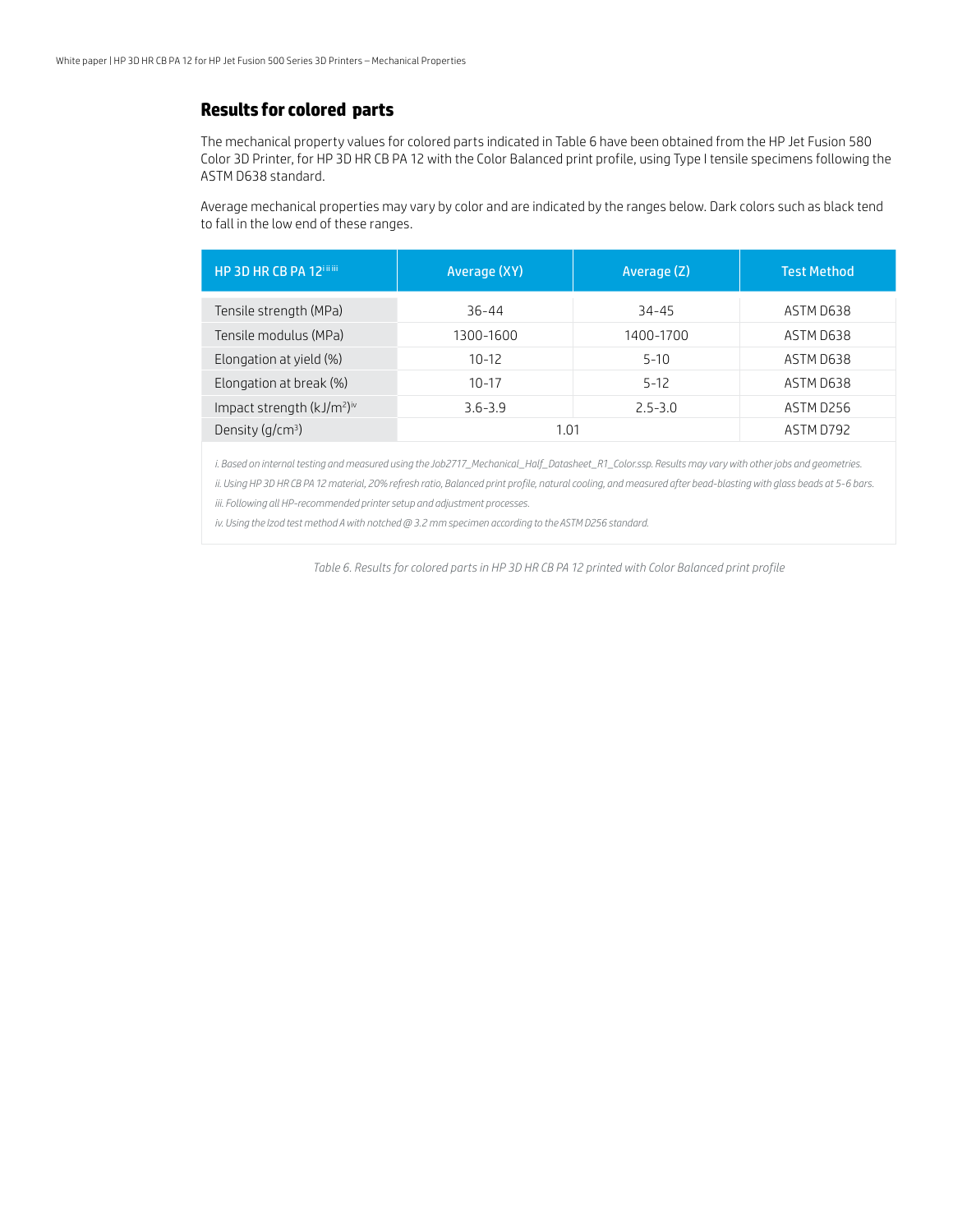## Results for colored parts

The mechanical property values for colored parts indicated in Table 6 have been obtained from the HP Jet Fusion 580 Color 3D Printer, for HP 3D HR CB PA 12 with the Color Balanced print profile, using Type I tensile specimens following the ASTM D638 standard.

Average mechanical properties may vary by color and are indicated by the ranges below. Dark colors such as black tend to fall in the low end of these ranges.

| HP 3D HR CB PA 12[i ii iii] | Average (XY) | Average (Z) | Test Method |
|---|---|---|---|
| Tensile strength (MPa) | 36-44 | 34-45 | ASTM D638 |
| Tensile modulus (MPa) | 1300-1600 | 1400-1700 | ASTM D638 |
| Elongation at yield (%) | 10-12 | 5-10 | ASTM D638 |
| Elongation at break (%) | 10-17 | 5-12 | ASTM D638 |
| Impact strength (kJ/m$^2$)[iv] | 3.6-3.9 | 2.5-3.0 | ASTM D256 |
| Density (g/cm$^3$) | 1.01 | | ASTM D792 |

*i. Based on internal testing and measured using the Job2717_Mechanical_Half_Datasheet_R1_Color.ssp. Results may vary with other jobs and geometries.*

*ii. Using HP 3D HR CB PA 12 material, 20% refresh ratio, Balanced print profile, natural cooling, and measured after bead-blasting with glass beads at 5-6 bars.*

*iii. Following all HP-recommended printer setup and adjustment processes.*

*iv. Using the Izod test method A with notched @ 3.2 mm specimen according to the ASTM D256 standard.*

*Table 6. Results for colored parts in HP 3D HR CB PA 12 printed with Color Balanced print profile*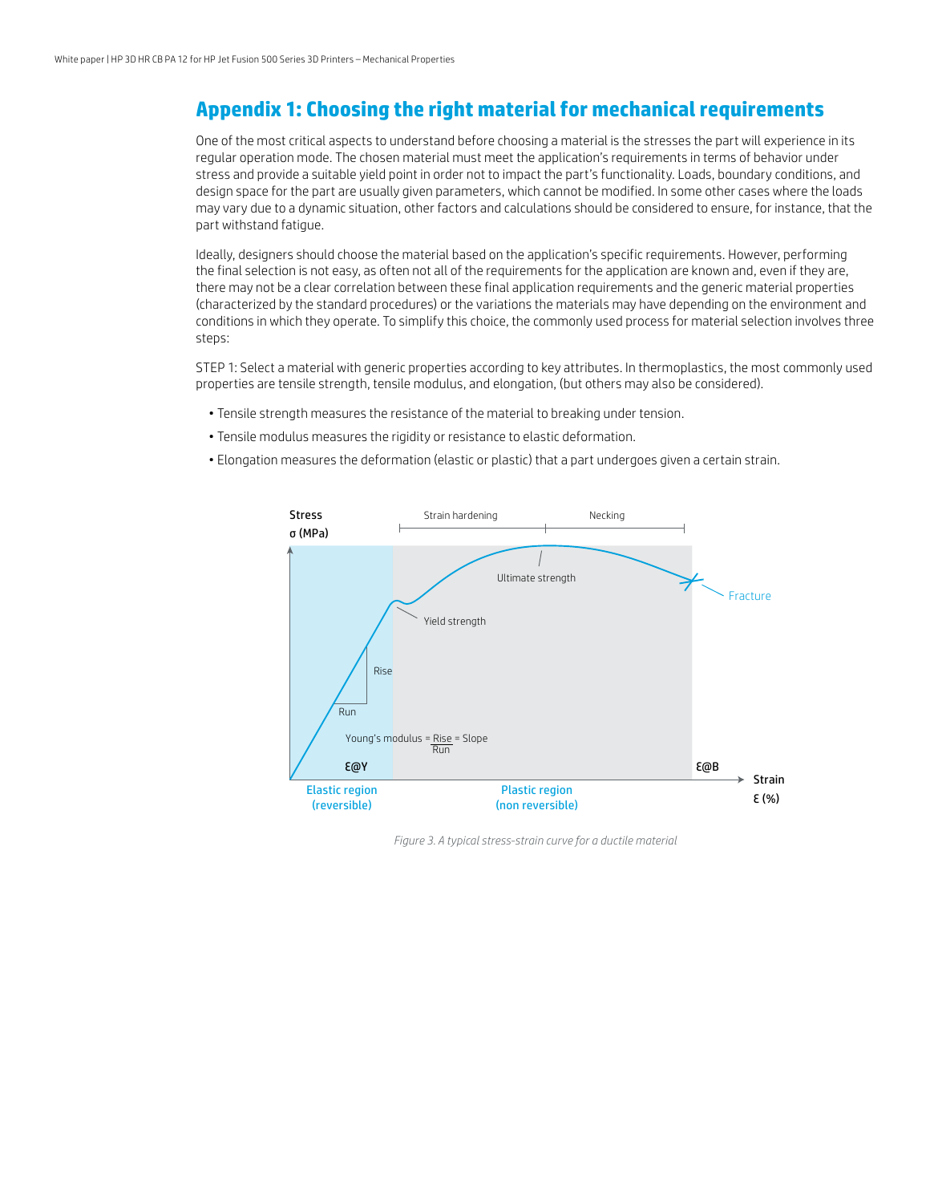## Appendix 1: Choosing the right material for mechanical requirements

One of the most critical aspects to understand before choosing a material is the stresses the part will experience in its regular operation mode. The chosen material must meet the application's requirements in terms of behavior under stress and provide a suitable yield point in order not to impact the part's functionality. Loads, boundary conditions, and design space for the part are usually given parameters, which cannot be modified. In some other cases where the loads may vary due to a dynamic situation, other factors and calculations should be considered to ensure, for instance, that the part withstand fatigue.

Ideally, designers should choose the material based on the application's specific requirements. However, performing the final selection is not easy, as often not all of the requirements for the application are known and, even if they are, there may not be a clear correlation between these final application requirements and the generic material properties (characterized by the standard procedures) or the variations the materials may have depending on the environment and conditions in which they operate. To simplify this choice, the commonly used process for material selection involves three steps:

STEP 1: Select a material with generic properties according to key attributes. In thermoplastics, the most commonly used properties are tensile strength, tensile modulus, and elongation, (but others may also be considered).

- Tensile strength measures the resistance of the material to breaking under tension.
- Tensile modulus measures the rigidity or resistance to elastic deformation.
- Elongation measures the deformation (elastic or plastic) that a part undergoes given a certain strain.

*Figure 3. A typical stress-strain curve for a ductile material*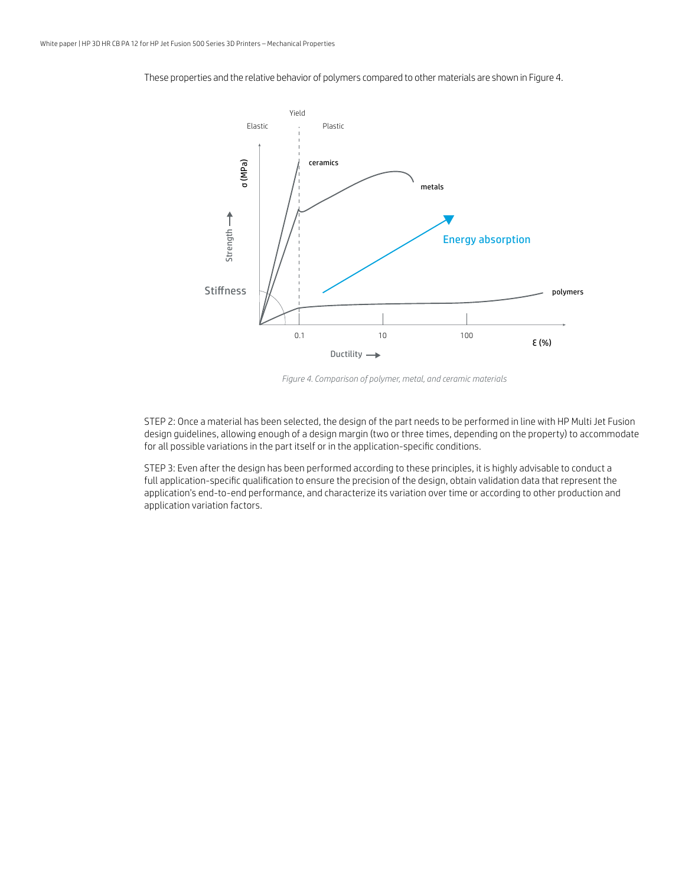These properties and the relative behavior of polymers compared to other materials are shown in Figure 4.

*Figure 4. Comparison of polymer, metal, and ceramic materials*

STEP 2: Once a material has been selected, the design of the part needs to be performed in line with HP Multi Jet Fusion design guidelines, allowing enough of a design margin (two or three times, depending on the property) to accommodate for all possible variations in the part itself or in the application-specific conditions.

STEP 3: Even after the design has been performed according to these principles, it is highly advisable to conduct a full application-specific qualification to ensure the precision of the design, obtain validation data that represent the application's end-to-end performance, and characterize its variation over time or according to other production and application variation factors.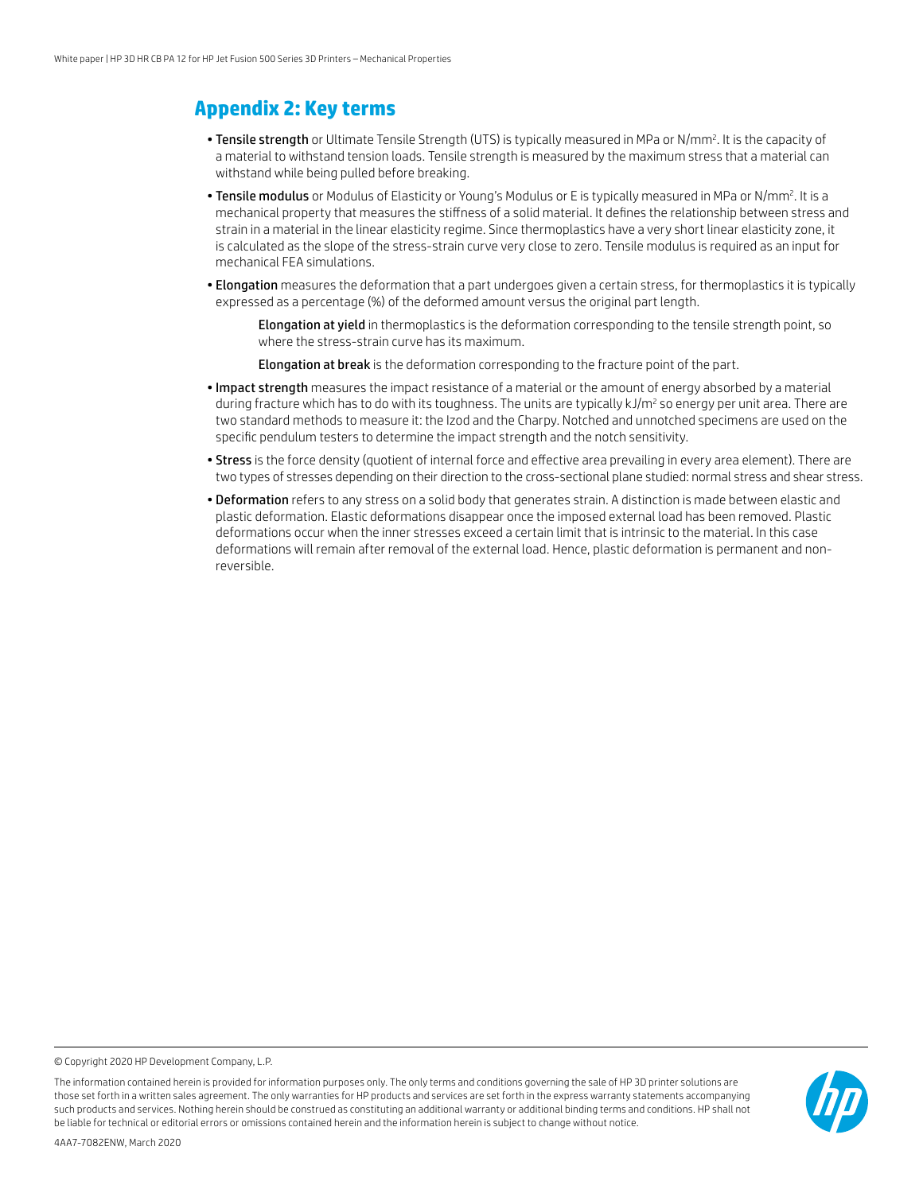## Appendix 2: Key terms

- **Tensile strength** or Ultimate Tensile Strength (UTS) is typically measured in MPa or $N/mm^2$. It is the capacity of a material to withstand tension loads. Tensile strength is measured by the maximum stress that a material can withstand while being pulled before breaking.
- **Tensile modulus** or Modulus of Elasticity or Young's Modulus or E is typically measured in MPa or $N/mm^2$. It is a mechanical property that measures the stiffness of a solid material. It defines the relationship between stress and strain in a material in the linear elasticity regime. Since thermoplastics have a very short linear elasticity zone, it is calculated as the slope of the stress-strain curve very close to zero. Tensile modulus is required as an input for mechanical FEA simulations.
- **Elongation** measures the deformation that a part undergoes given a certain stress, for thermoplastics it is typically expressed as a percentage (%) of the deformed amount versus the original part length.

  **Elongation at yield** in thermoplastics is the deformation corresponding to the tensile strength point, so where the stress-strain curve has its maximum.

  **Elongation at break** is the deformation corresponding to the fracture point of the part.
- **Impact strength** measures the impact resistance of a material or the amount of energy absorbed by a material during fracture which has to do with its toughness. The units are typically $kJ/m^2$ so energy per unit area. There are two standard methods to measure it: the Izod and the Charpy. Notched and unnotched specimens are used on the specific pendulum testers to determine the impact strength and the notch sensitivity.
- **Stress** is the force density (quotient of internal force and effective area prevailing in every area element). There are two types of stresses depending on their direction to the cross-sectional plane studied: normal stress and shear stress.
- **Deformation** refers to any stress on a solid body that generates strain. A distinction is made between elastic and plastic deformation. Elastic deformations disappear once the imposed external load has been removed. Plastic deformations occur when the inner stresses exceed a certain limit that is intrinsic to the material. In this case deformations will remain after removal of the external load. Hence, plastic deformation is permanent and non-reversible.

© Copyright 2020 HP Development Company, L.P.

The information contained herein is provided for information purposes only. The only terms and conditions governing the sale of HP 3D printer solutions are those set forth in a written sales agreement. The only warranties for HP products and services are set forth in the express warranty statements accompanying such products and services. Nothing herein should be construed as constituting an additional warranty or additional binding terms and conditions. HP shall not be liable for technical or editorial errors or omissions contained herein and the information herein is subject to change without notice.

4AA7-7082ENW, March 2020